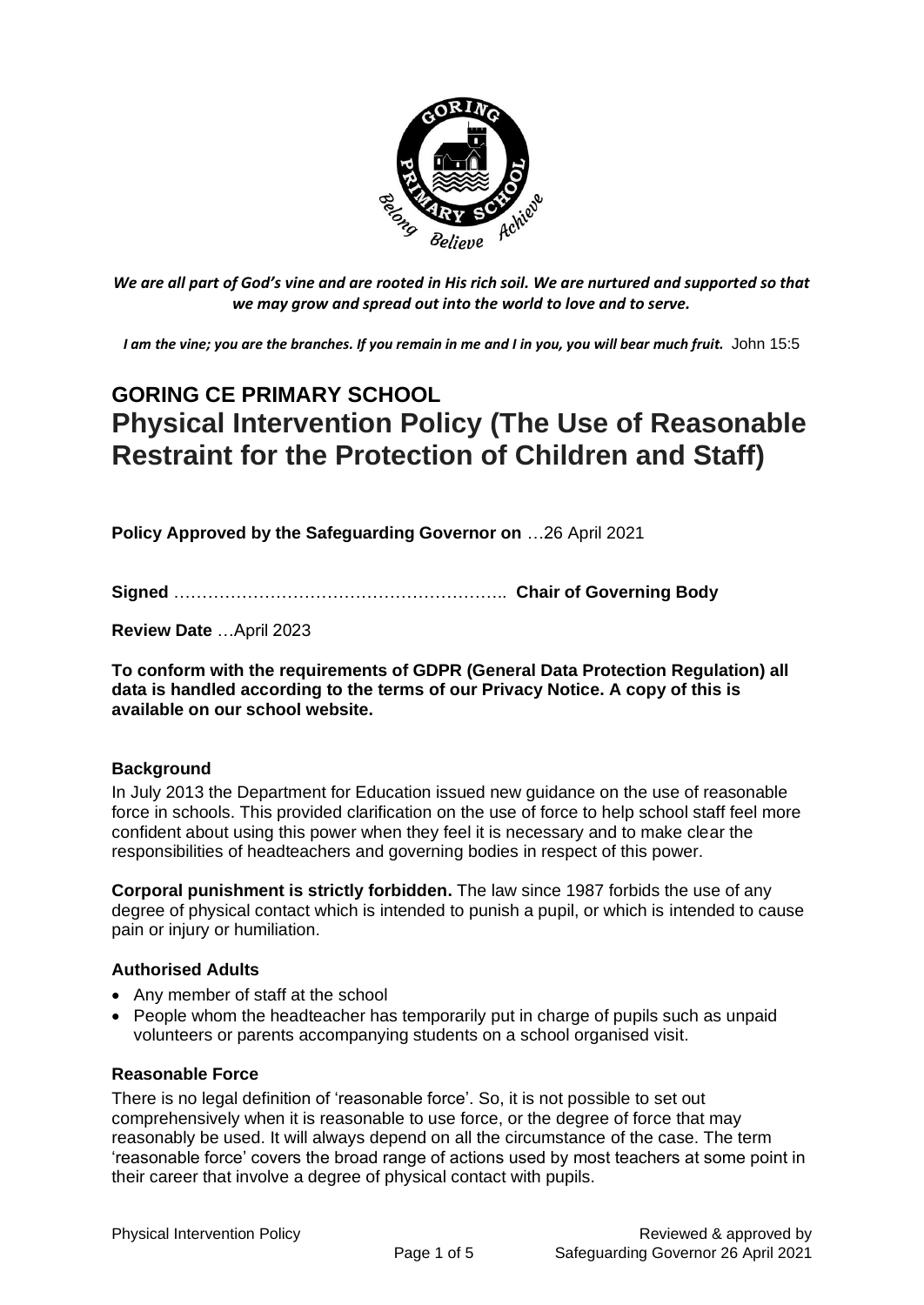*We are all part of God's vine and are rooted in His rich soil. We are nurtured and supported so that we may grow and spread out into the world to love and to serve.*

*I am the vine; you are the branches. If you remain in me and I in you, you will bear much fruit.* John 15:5

# GORING CE PRIMARY SCHOOL
# Physical Intervention Policy (The Use of Reasonable Restraint for the Protection of Children and Staff)

**Policy Approved by the Safeguarding Governor on** …26 April 2021

**Signed** ………………………………………………….. **Chair of Governing Body**

**Review Date** …April 2023

**To conform with the requirements of GDPR (General Data Protection Regulation) all data is handled according to the terms of our Privacy Notice. A copy of this is available on our school website.**

### Background

In July 2013 the Department for Education issued new guidance on the use of reasonable force in schools. This provided clarification on the use of force to help school staff feel more confident about using this power when they feel it is necessary and to make clear the responsibilities of headteachers and governing bodies in respect of this power.

**Corporal punishment is strictly forbidden.** The law since 1987 forbids the use of any degree of physical contact which is intended to punish a pupil, or which is intended to cause pain or injury or humiliation.

### Authorised Adults

- Any member of staff at the school
- People whom the headteacher has temporarily put in charge of pupils such as unpaid volunteers or parents accompanying students on a school organised visit.

### Reasonable Force

There is no legal definition of 'reasonable force'. So, it is not possible to set out comprehensively when it is reasonable to use force, or the degree of force that may reasonably be used. It will always depend on all the circumstance of the case. The term 'reasonable force' covers the broad range of actions used by most teachers at some point in their career that involve a degree of physical contact with pupils.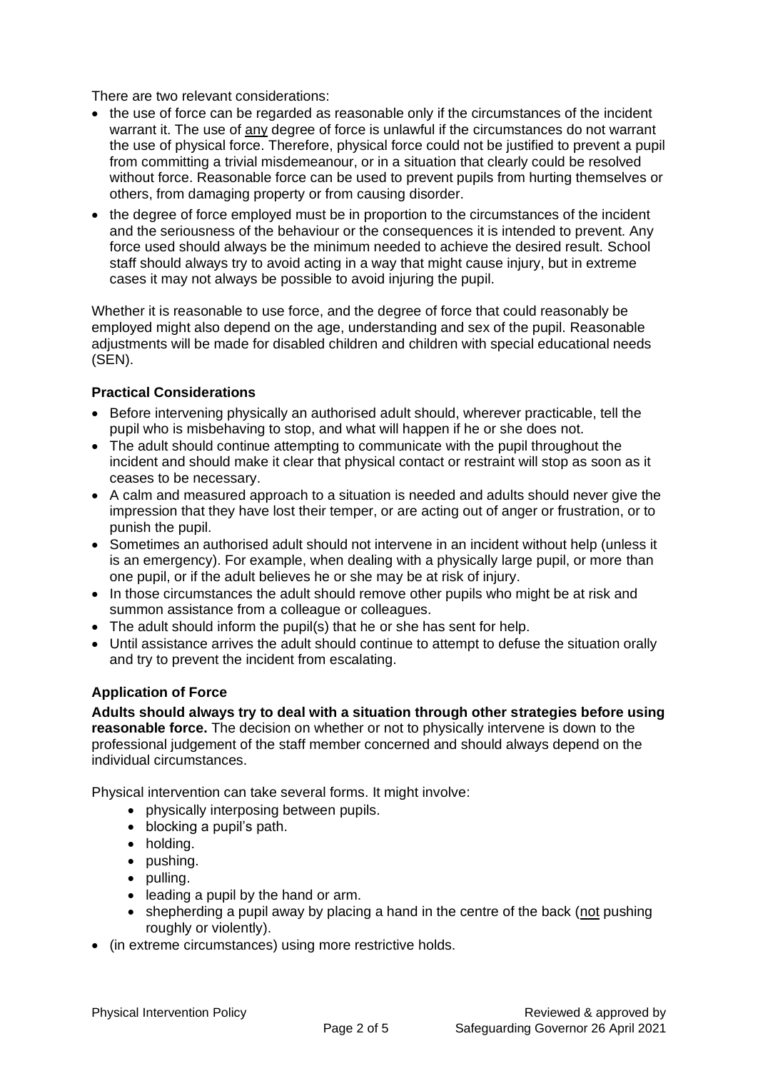There are two relevant considerations:

- the use of force can be regarded as reasonable only if the circumstances of the incident warrant it. The use of <u>any</u> degree of force is unlawful if the circumstances do not warrant the use of physical force. Therefore, physical force could not be justified to prevent a pupil from committing a trivial misdemeanour, or in a situation that clearly could be resolved without force. Reasonable force can be used to prevent pupils from hurting themselves or others, from damaging property or from causing disorder.
- the degree of force employed must be in proportion to the circumstances of the incident and the seriousness of the behaviour or the consequences it is intended to prevent. Any force used should always be the minimum needed to achieve the desired result. School staff should always try to avoid acting in a way that might cause injury, but in extreme cases it may not always be possible to avoid injuring the pupil.

Whether it is reasonable to use force, and the degree of force that could reasonably be employed might also depend on the age, understanding and sex of the pupil. Reasonable adjustments will be made for disabled children and children with special educational needs (SEN).

**Practical Considerations**

- Before intervening physically an authorised adult should, wherever practicable, tell the pupil who is misbehaving to stop, and what will happen if he or she does not.
- The adult should continue attempting to communicate with the pupil throughout the incident and should make it clear that physical contact or restraint will stop as soon as it ceases to be necessary.
- A calm and measured approach to a situation is needed and adults should never give the impression that they have lost their temper, or are acting out of anger or frustration, or to punish the pupil.
- Sometimes an authorised adult should not intervene in an incident without help (unless it is an emergency). For example, when dealing with a physically large pupil, or more than one pupil, or if the adult believes he or she may be at risk of injury.
- In those circumstances the adult should remove other pupils who might be at risk and summon assistance from a colleague or colleagues.
- The adult should inform the pupil(s) that he or she has sent for help.
- Until assistance arrives the adult should continue to attempt to defuse the situation orally and try to prevent the incident from escalating.

**Application of Force**

**Adults should always try to deal with a situation through other strategies before using reasonable force.** The decision on whether or not to physically intervene is down to the professional judgement of the staff member concerned and should always depend on the individual circumstances.

Physical intervention can take several forms. It might involve:

- physically interposing between pupils.
- blocking a pupil's path.
- holding.
- pushing.
- pulling.
- leading a pupil by the hand or arm.
- shepherding a pupil away by placing a hand in the centre of the back (<u>not</u> pushing roughly or violently).
- (in extreme circumstances) using more restrictive holds.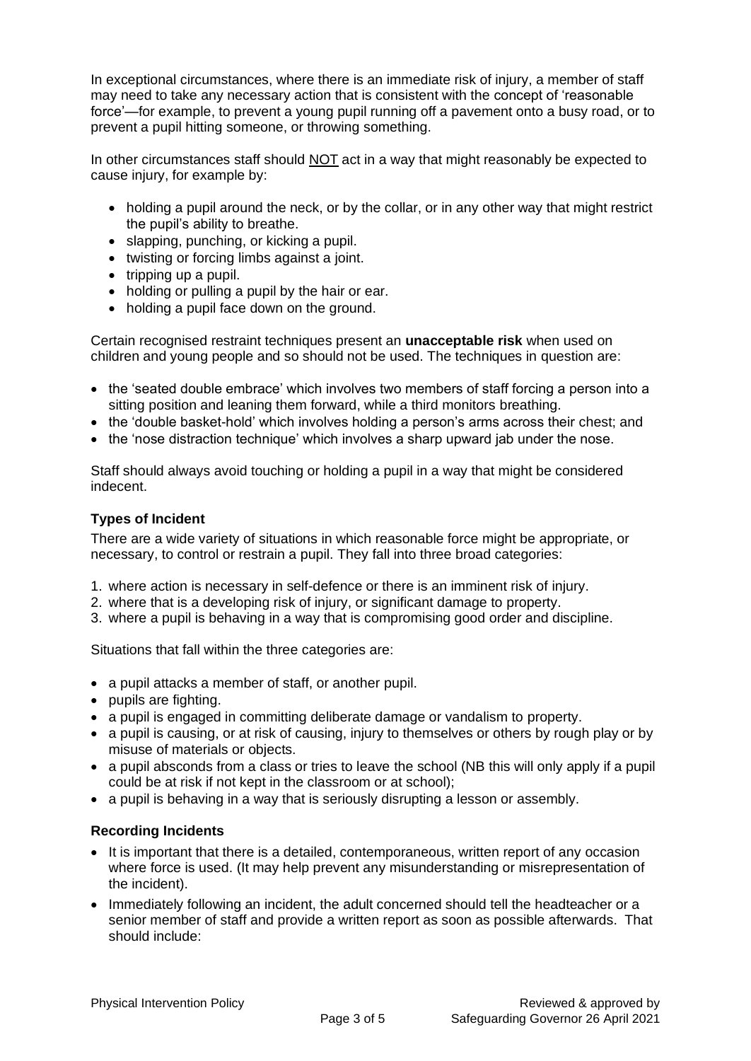In exceptional circumstances, where there is an immediate risk of injury, a member of staff may need to take any necessary action that is consistent with the concept of 'reasonable force'—for example, to prevent a young pupil running off a pavement onto a busy road, or to prevent a pupil hitting someone, or throwing something.

In other circumstances staff should <u>NOT</u> act in a way that might reasonably be expected to cause injury, for example by:

- holding a pupil around the neck, or by the collar, or in any other way that might restrict the pupil's ability to breathe.
- slapping, punching, or kicking a pupil.
- twisting or forcing limbs against a joint.
- tripping up a pupil.
- holding or pulling a pupil by the hair or ear.
- holding a pupil face down on the ground.

Certain recognised restraint techniques present an **unacceptable risk** when used on children and young people and so should not be used. The techniques in question are:

- the 'seated double embrace' which involves two members of staff forcing a person into a sitting position and leaning them forward, while a third monitors breathing.
- the 'double basket-hold' which involves holding a person's arms across their chest; and
- the 'nose distraction technique' which involves a sharp upward jab under the nose.

Staff should always avoid touching or holding a pupil in a way that might be considered indecent.

### Types of Incident

There are a wide variety of situations in which reasonable force might be appropriate, or necessary, to control or restrain a pupil. They fall into three broad categories:

1. where action is necessary in self-defence or there is an imminent risk of injury.
2. where that is a developing risk of injury, or significant damage to property.
3. where a pupil is behaving in a way that is compromising good order and discipline.

Situations that fall within the three categories are:

- a pupil attacks a member of staff, or another pupil.
- pupils are fighting.
- a pupil is engaged in committing deliberate damage or vandalism to property.
- a pupil is causing, or at risk of causing, injury to themselves or others by rough play or by misuse of materials or objects.
- a pupil absconds from a class or tries to leave the school (NB this will only apply if a pupil could be at risk if not kept in the classroom or at school);
- a pupil is behaving in a way that is seriously disrupting a lesson or assembly.

### Recording Incidents

- It is important that there is a detailed, contemporaneous, written report of any occasion where force is used. (It may help prevent any misunderstanding or misrepresentation of the incident).
- Immediately following an incident, the adult concerned should tell the headteacher or a senior member of staff and provide a written report as soon as possible afterwards. That should include: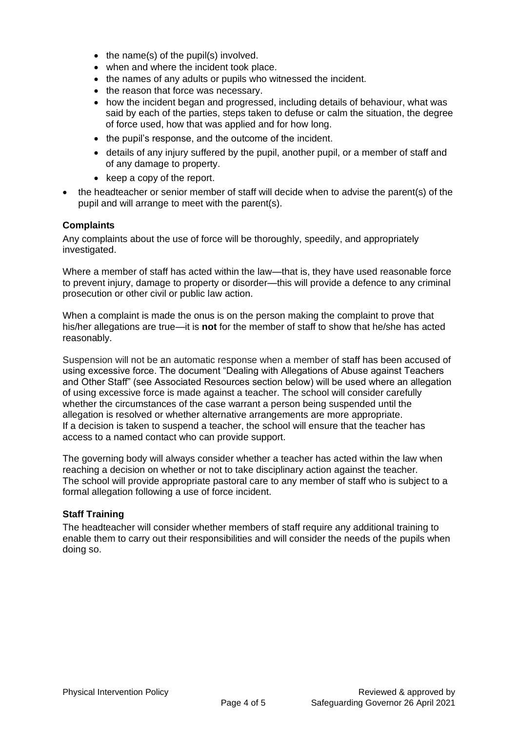- the name(s) of the pupil(s) involved.
    - when and where the incident took place.
    - the names of any adults or pupils who witnessed the incident.
    - the reason that force was necessary.
    - how the incident began and progressed, including details of behaviour, what was said by each of the parties, steps taken to defuse or calm the situation, the degree of force used, how that was applied and for how long.
    - the pupil's response, and the outcome of the incident.
    - details of any injury suffered by the pupil, another pupil, or a member of staff and of any damage to property.
    - keep a copy of the report.
- the headteacher or senior member of staff will decide when to advise the parent(s) of the pupil and will arrange to meet with the parent(s).

**Complaints**

Any complaints about the use of force will be thoroughly, speedily, and appropriately investigated.

Where a member of staff has acted within the law—that is, they have used reasonable force to prevent injury, damage to property or disorder—this will provide a defence to any criminal prosecution or other civil or public law action.

When a complaint is made the onus is on the person making the complaint to prove that his/her allegations are true—it is **not** for the member of staff to show that he/she has acted reasonably.

Suspension will not be an automatic response when a member of staff has been accused of using excessive force. The document "Dealing with Allegations of Abuse against Teachers and Other Staff" (see Associated Resources section below) will be used where an allegation of using excessive force is made against a teacher. The school will consider carefully whether the circumstances of the case warrant a person being suspended until the allegation is resolved or whether alternative arrangements are more appropriate. If a decision is taken to suspend a teacher, the school will ensure that the teacher has access to a named contact who can provide support.

The governing body will always consider whether a teacher has acted within the law when reaching a decision on whether or not to take disciplinary action against the teacher. The school will provide appropriate pastoral care to any member of staff who is subject to a formal allegation following a use of force incident.

**Staff Training**

The headteacher will consider whether members of staff require any additional training to enable them to carry out their responsibilities and will consider the needs of the pupils when doing so.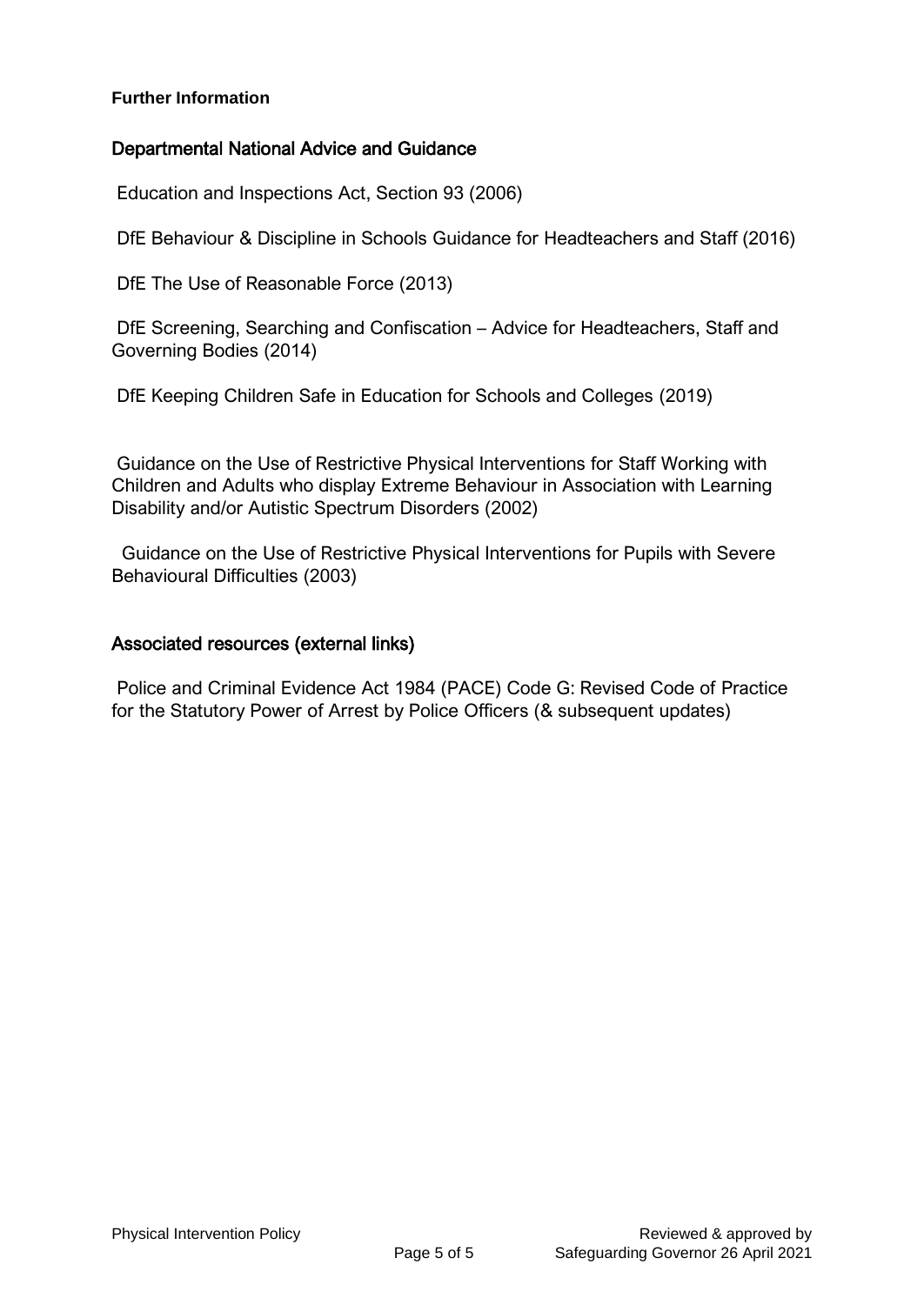**Further Information**

## Departmental National Advice and Guidance

Education and Inspections Act, Section 93 (2006)

DfE Behaviour & Discipline in Schools Guidance for Headteachers and Staff (2016)

DfE The Use of Reasonable Force (2013)

DfE Screening, Searching and Confiscation – Advice for Headteachers, Staff and Governing Bodies (2014)

DfE Keeping Children Safe in Education for Schools and Colleges (2019)

Guidance on the Use of Restrictive Physical Interventions for Staff Working with Children and Adults who display Extreme Behaviour in Association with Learning Disability and/or Autistic Spectrum Disorders (2002)

Guidance on the Use of Restrictive Physical Interventions for Pupils with Severe Behavioural Difficulties (2003)

## Associated resources (external links)

Police and Criminal Evidence Act 1984 (PACE) Code G: Revised Code of Practice for the Statutory Power of Arrest by Police Officers (& subsequent updates)